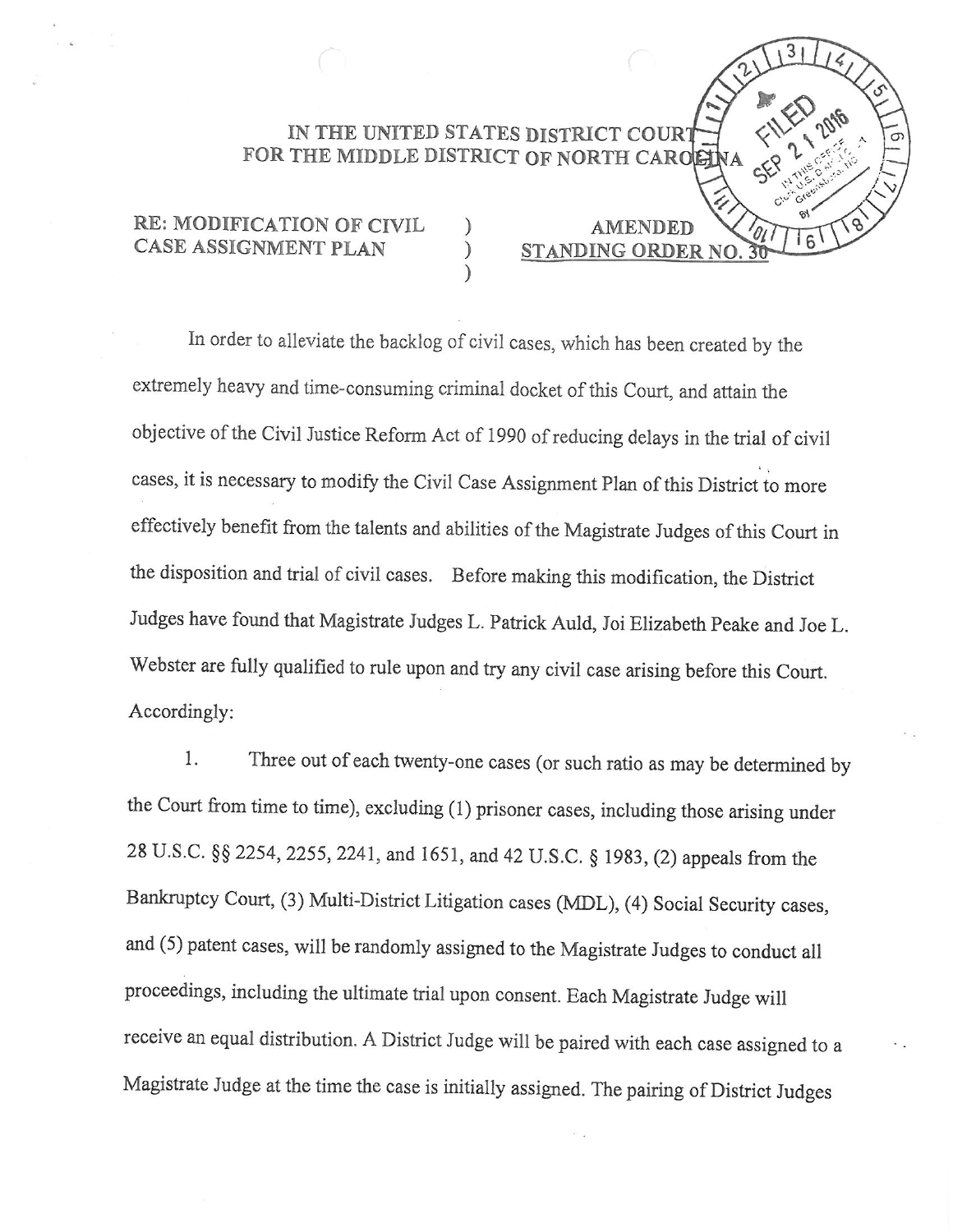IN THE UNITED STATES DISTRICT COURT
FOR THE MIDDLE DISTRICT OF NORTH CAROLINA

FILED SEP 21 2016 IN THIS OFFICE Clerk U.S. District Court Greensboro, N.C. By

RE: MODIFICATION OF CIVIL CASE ASSIGNMENT PLAN

**AMENDED**
**STANDING ORDER NO. 30**

In order to alleviate the backlog of civil cases, which has been created by the extremely heavy and time-consuming criminal docket of this Court, and attain the objective of the Civil Justice Reform Act of 1990 of reducing delays in the trial of civil cases, it is necessary to modify the Civil Case Assignment Plan of this District to more effectively benefit from the talents and abilities of the Magistrate Judges of this Court in the disposition and trial of civil cases. Before making this modification, the District Judges have found that Magistrate Judges L. Patrick Auld, Joi Elizabeth Peake and Joe L. Webster are fully qualified to rule upon and try any civil case arising before this Court. Accordingly:

1. Three out of each twenty-one cases (or such ratio as may be determined by the Court from time to time), excluding (1) prisoner cases, including those arising under 28 U.S.C. §§ 2254, 2255, 2241, and 1651, and 42 U.S.C. § 1983, (2) appeals from the Bankruptcy Court, (3) Multi-District Litigation cases (MDL), (4) Social Security cases, and (5) patent cases, will be randomly assigned to the Magistrate Judges to conduct all proceedings, including the ultimate trial upon consent. Each Magistrate Judge will receive an equal distribution. A District Judge will be paired with each case assigned to a Magistrate Judge at the time the case is initially assigned. The pairing of District Judges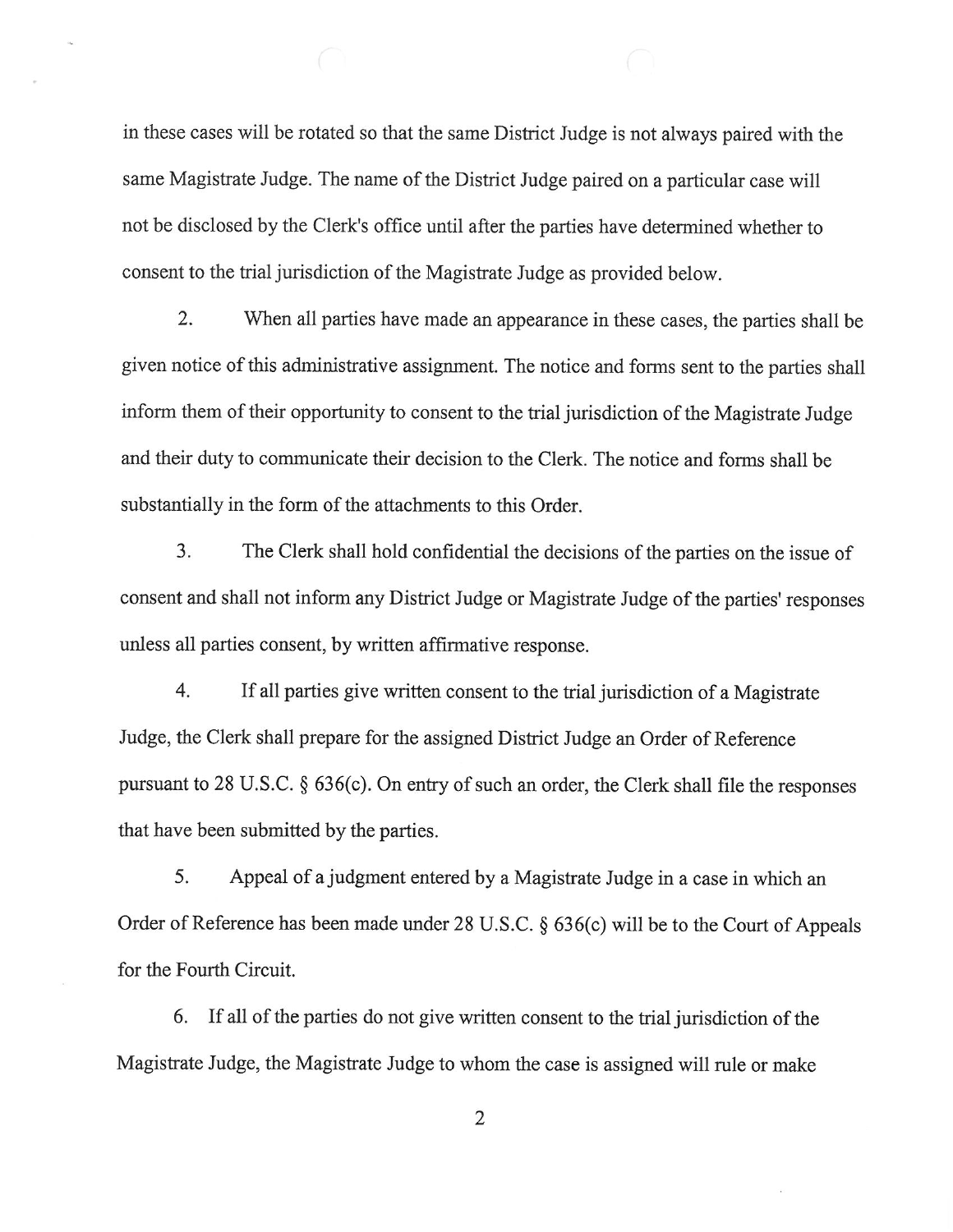in these cases will be rotated so that the same District Judge is not always paired with the same Magistrate Judge. The name of the District Judge paired on a particular case will not be disclosed by the Clerk's office until after the parties have determined whether to consent to the trial jurisdiction of the Magistrate Judge as provided below.

2. When all parties have made an appearance in these cases, the parties shall be given notice of this administrative assignment. The notice and forms sent to the parties shall inform them of their opportunity to consent to the trial jurisdiction of the Magistrate Judge and their duty to communicate their decision to the Clerk. The notice and forms shall be substantially in the form of the attachments to this Order.

3. The Clerk shall hold confidential the decisions of the parties on the issue of consent and shall not inform any District Judge or Magistrate Judge of the parties' responses unless all parties consent, by written affirmative response.

4. If all parties give written consent to the trial jurisdiction of a Magistrate Judge, the Clerk shall prepare for the assigned District Judge an Order of Reference pursuant to 28 U.S.C. § 636(c). On entry of such an order, the Clerk shall file the responses that have been submitted by the parties.

5. Appeal of a judgment entered by a Magistrate Judge in a case in which an Order of Reference has been made under 28 U.S.C. § 636(c) will be to the Court of Appeals for the Fourth Circuit.

6. If all of the parties do not give written consent to the trial jurisdiction of the Magistrate Judge, the Magistrate Judge to whom the case is assigned will rule or make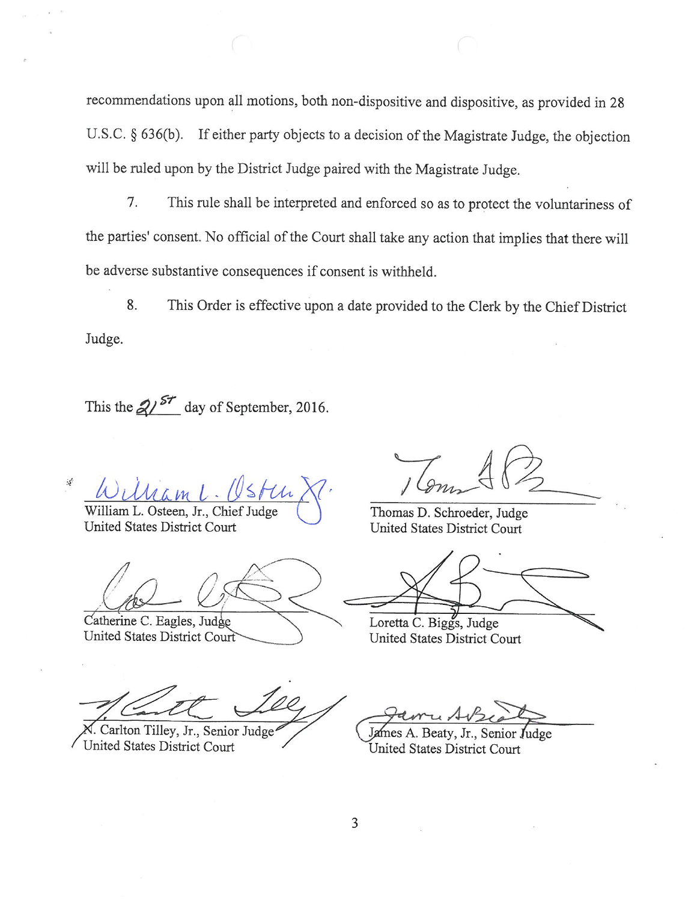recommendations upon all motions, both non-dispositive and dispositive, as provided in 28 U.S.C. § 636(b). If either party objects to a decision of the Magistrate Judge, the objection will be ruled upon by the District Judge paired with the Magistrate Judge.

7. This rule shall be interpreted and enforced so as to protect the voluntariness of the parties' consent. No official of the Court shall take any action that implies that there will be adverse substantive consequences if consent is withheld.

8. This Order is effective upon a date provided to the Clerk by the Chief District Judge.

This the 21st day of September, 2016.

William L. Osteen, Jr., Chief Judge
United States District Court

Thomas D. Schroeder, Judge
United States District Court

Catherine C. Eagles, Judge
United States District Court

Loretta C. Biggs, Judge
United States District Court

N. Carlton Tilley, Jr., Senior Judge
United States District Court

James A. Beaty, Jr., Senior Judge
United States District Court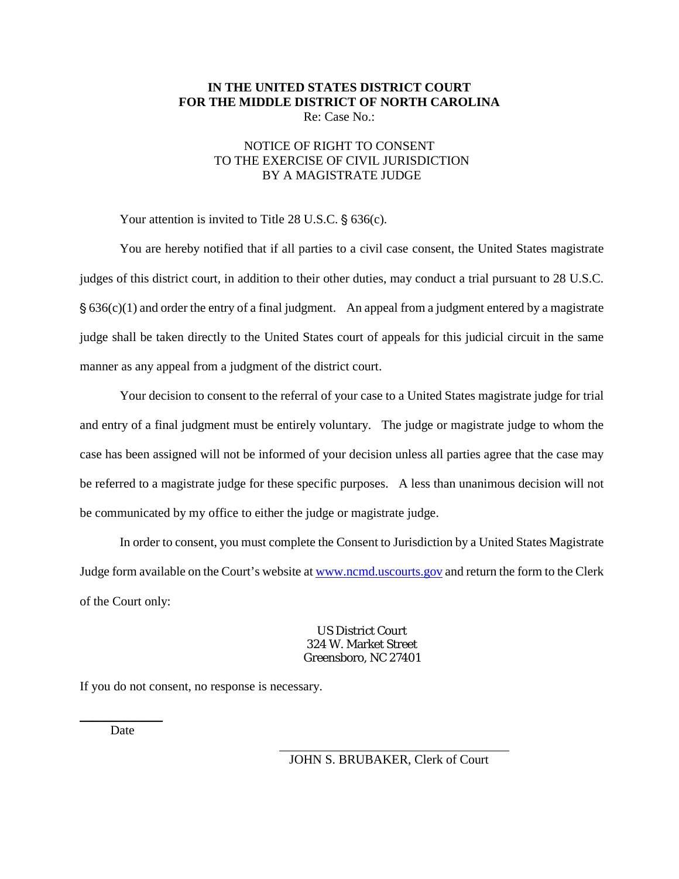**IN THE UNITED STATES DISTRICT COURT**
**FOR THE MIDDLE DISTRICT OF NORTH CAROLINA**
Re: Case No.:

NOTICE OF RIGHT TO CONSENT
TO THE EXERCISE OF CIVIL JURISDICTION
BY A MAGISTRATE JUDGE

Your attention is invited to Title 28 U.S.C. § 636(c).

You are hereby notified that if all parties to a civil case consent, the United States magistrate judges of this district court, in addition to their other duties, may conduct a trial pursuant to 28 U.S.C. § 636(c)(1) and order the entry of a final judgment. An appeal from a judgment entered by a magistrate judge shall be taken directly to the United States court of appeals for this judicial circuit in the same manner as any appeal from a judgment of the district court.

Your decision to consent to the referral of your case to a United States magistrate judge for trial and entry of a final judgment must be entirely voluntary. The judge or magistrate judge to whom the case has been assigned will not be informed of your decision unless all parties agree that the case may be referred to a magistrate judge for these specific purposes. A less than unanimous decision will not be communicated by my office to either the judge or magistrate judge.

In order to consent, you must complete the Consent to Jurisdiction by a United States Magistrate Judge form available on the Court's website at www.ncmd.uscourts.gov and return the form to the Clerk of the Court only:

US District Court
324 W. Market Street
Greensboro, NC 27401

If you do not consent, no response is necessary.

\_\_\_\_\_\_\_\_\_\_\_\_
Date

\_\_\_\_\_\_\_\_\_\_\_\_\_\_\_\_\_\_\_\_\_\_\_\_\_\_\_\_
JOHN S. BRUBAKER, Clerk of Court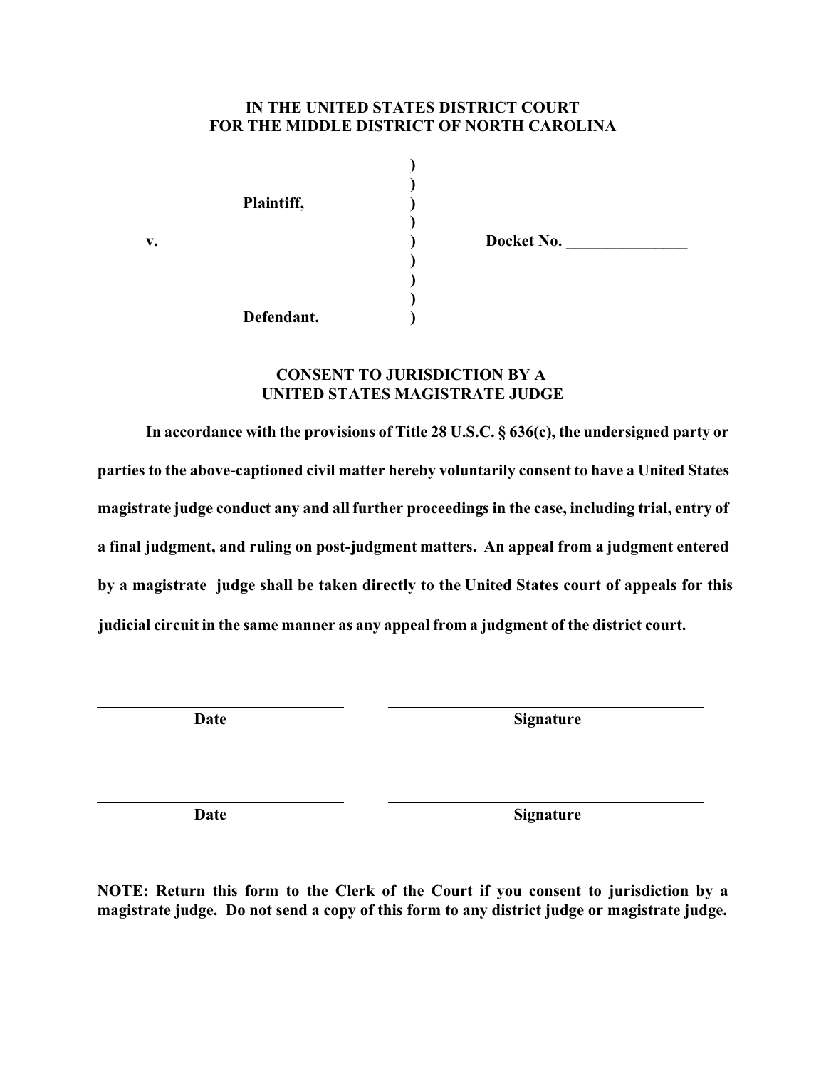**IN THE UNITED STATES DISTRICT COURT**
**FOR THE MIDDLE DISTRICT OF NORTH CAROLINA**

| | | |
|---|---|---|
| **Plaintiff,** | ) | |
| **v.** | ) | **Docket No. _______________** |
| **Defendant.** | ) | |

**CONSENT TO JURISDICTION BY A**
**UNITED STATES MAGISTRATE JUDGE**

**In accordance with the provisions of Title 28 U.S.C. § 636(c), the undersigned party or parties to the above-captioned civil matter hereby voluntarily consent to have a United States magistrate judge conduct any and all further proceedings in the case, including trial, entry of a final judgment, and ruling on post-judgment matters. An appeal from a judgment entered by a magistrate judge shall be taken directly to the United States court of appeals for this judicial circuit in the same manner as any appeal from a judgment of the district court.**

| | |
|---|---|
| ______________________________ | ______________________________ |
| **Date** | **Signature** |
| ______________________________ | ______________________________ |
| **Date** | **Signature** |

**NOTE: Return this form to the Clerk of the Court if you consent to jurisdiction by a magistrate judge. Do not send a copy of this form to any district judge or magistrate judge.**